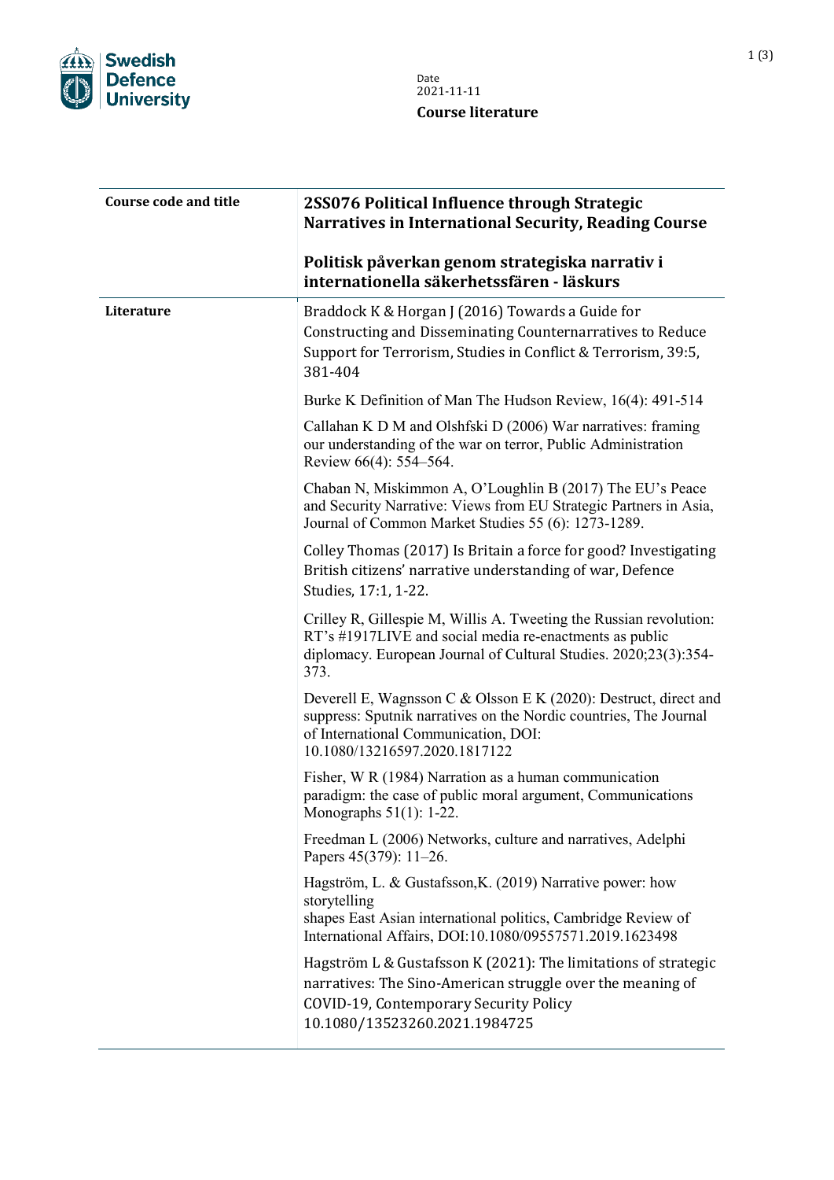Swedish Defence University

Date
2021-11-11

**Course literature**

| | |
|---|---|
| **Course code and title** | **2SS076 Political Influence through Strategic Narratives in International Security, Reading Course**<br><br>**Politisk påverkan genom strategiska narrativ i internationella säkerhetssfären - läskurs** |
| **Literature** | Braddock K & Horgan J (2016) Towards a Guide for Constructing and Disseminating Counternarratives to Reduce Support for Terrorism, Studies in Conflict & Terrorism, 39:5, 381-404<br><br>Burke K Definition of Man The Hudson Review, 16(4): 491-514<br><br>Callahan K D M and Olshfski D (2006) War narratives: framing our understanding of the war on terror, Public Administration Review 66(4): 554–564.<br><br>Chaban N, Miskimmon A, O'Loughlin B (2017) The EU's Peace and Security Narrative: Views from EU Strategic Partners in Asia, Journal of Common Market Studies 55 (6): 1273-1289.<br><br>Colley Thomas (2017) Is Britain a force for good? Investigating British citizens' narrative understanding of war, Defence Studies, 17:1, 1-22.<br><br>Crilley R, Gillespie M, Willis A. Tweeting the Russian revolution: RT's #1917LIVE and social media re-enactments as public diplomacy. European Journal of Cultural Studies. 2020;23(3):354-373.<br><br>Deverell E, Wagnsson C & Olsson E K (2020): Destruct, direct and suppress: Sputnik narratives on the Nordic countries, The Journal of International Communication, DOI: 10.1080/13216597.2020.1817122<br><br>Fisher, W R (1984) Narration as a human communication paradigm: the case of public moral argument, Communications Monographs 51(1): 1-22.<br><br>Freedman L (2006) Networks, culture and narratives, Adelphi Papers 45(379): 11–26.<br><br>Hagström, L. & Gustafsson,K. (2019) Narrative power: how storytelling shapes East Asian international politics, Cambridge Review of International Affairs, DOI:10.1080/09557571.2019.1623498<br><br>Hagström L & Gustafsson K (2021): The limitations of strategic narratives: The Sino-American struggle over the meaning of COVID-19, Contemporary Security Policy 10.1080/13523260.2021.1984725 |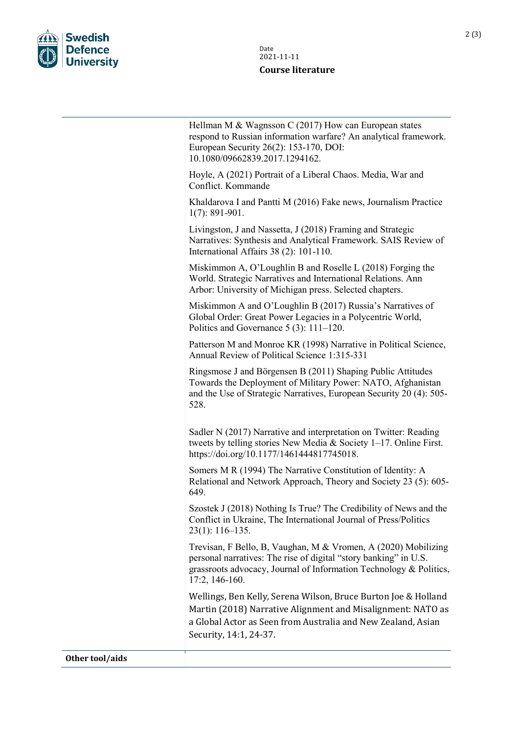Hellman M & Wagnsson C (2017) How can European states respond to Russian information warfare? An analytical framework. European Security 26(2): 153-170, DOI: 10.1080/09662839.2017.1294162.

Hoyle, A (2021) Portrait of a Liberal Chaos. Media, War and Conflict. Kommande

Khaldarova I and Pantti M (2016) Fake news, Journalism Practice 1(7): 891-901.

Livingston, J and Nassetta, J (2018) Framing and Strategic Narratives: Synthesis and Analytical Framework. SAIS Review of International Affairs 38 (2): 101-110.

Miskimmon A, O'Loughlin B and Roselle L (2018) Forging the World. Strategic Narratives and International Relations. Ann Arbor: University of Michigan press. Selected chapters.

Miskimmon A and O'Loughlin B (2017) Russia's Narratives of Global Order: Great Power Legacies in a Polycentric World, Politics and Governance 5 (3): 111–120.

Patterson M and Monroe KR (1998) Narrative in Political Science, Annual Review of Political Science 1:315-331

Ringsmose J and Börgensen B (2011) Shaping Public Attitudes Towards the Deployment of Military Power: NATO, Afghanistan and the Use of Strategic Narratives, European Security 20 (4): 505-528.

Sadler N (2017) Narrative and interpretation on Twitter: Reading tweets by telling stories New Media & Society 1–17. Online First. https://doi.org/10.1177/1461444817745018.

Somers M R (1994) The Narrative Constitution of Identity: A Relational and Network Approach, Theory and Society 23 (5): 605-649.

Szostek J (2018) Nothing Is True? The Credibility of News and the Conflict in Ukraine, The International Journal of Press/Politics 23(1): 116–135.

Trevisan, F Bello, B, Vaughan, M & Vromen, A (2020) Mobilizing personal narratives: The rise of digital "story banking" in U.S. grassroots advocacy, Journal of Information Technology & Politics, 17:2, 146-160.

Wellings, Ben Kelly, Serena Wilson, Bruce Burton Joe & Holland Martin (2018) Narrative Alignment and Misalignment: NATO as a Global Actor as Seen from Australia and New Zealand, Asian Security, 14:1, 24-37.

**Other tool/aids**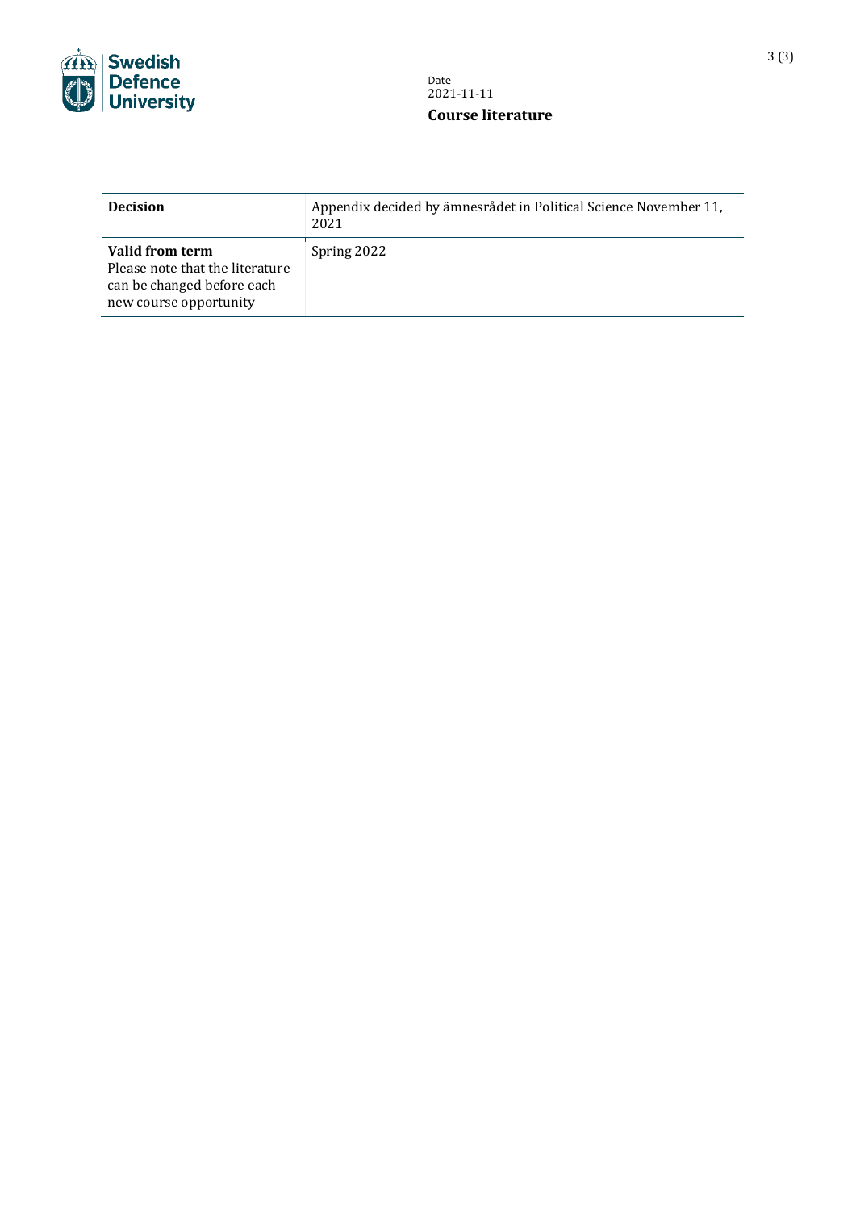Date
2021-11-11

**Course literature**

| | |
|---|---|
| **Decision** | Appendix decided by ämnesrådet in Political Science November 11, 2021 |
| **Valid from term**<br>Please note that the literature can be changed before each new course opportunity | Spring 2022 |